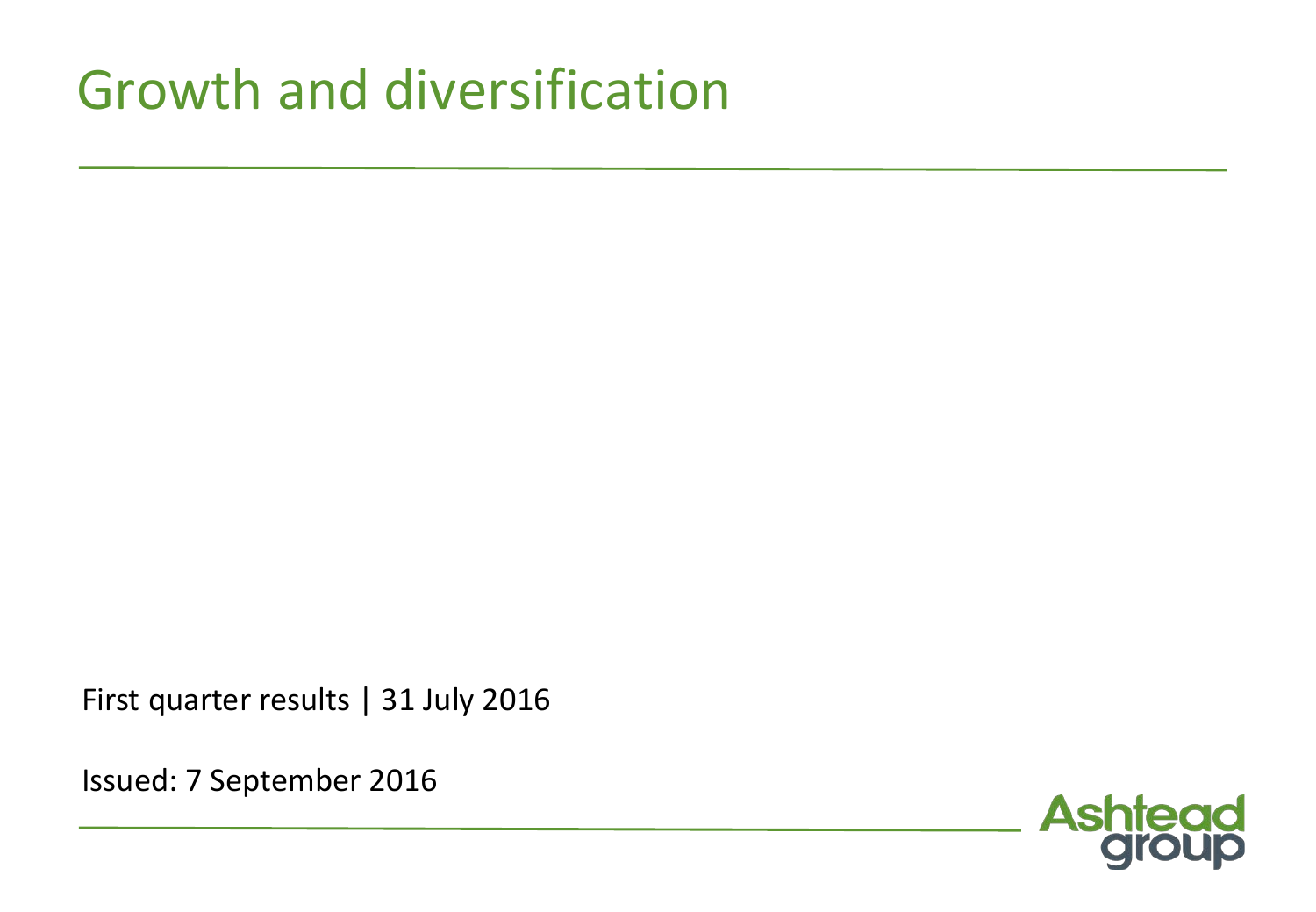# Growth and diversification

First quarter results | 31 July 2016

Issued: 7 September 2016

Ashtead group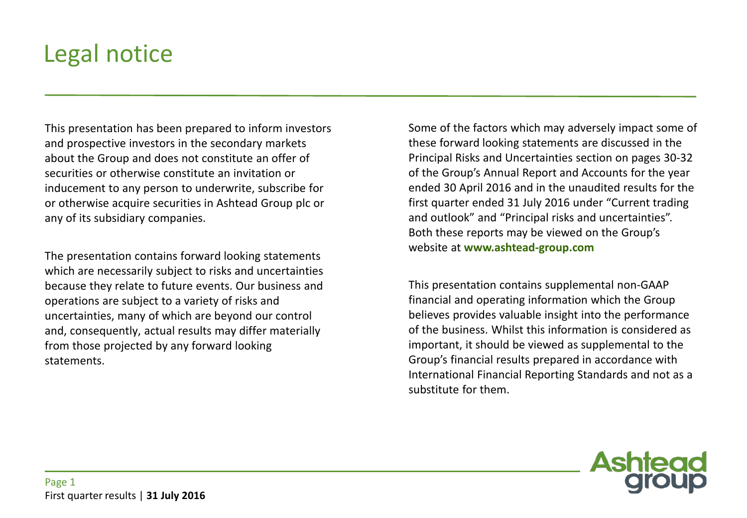# Legal notice

This presentation has been prepared to inform investors and prospective investors in the secondary markets about the Group and does not constitute an offer of securities or otherwise constitute an invitation or inducement to any person to underwrite, subscribe for or otherwise acquire securities in Ashtead Group plc or any of its subsidiary companies.

The presentation contains forward looking statements which are necessarily subject to risks and uncertainties because they relate to future events. Our business and operations are subject to a variety of risks and uncertainties, many of which are beyond our control and, consequently, actual results may differ materially from those projected by any forward looking statements.

Some of the factors which may adversely impact some of these forward looking statements are discussed in the Principal Risks and Uncertainties section on pages 30-32 of the Group's Annual Report and Accounts for the year ended 30 April 2016 and in the unaudited results for the first quarter ended 31 July 2016 under "Current trading and outlook" and "Principal risks and uncertainties". Both these reports may be viewed on the Group's website at **www.ashtead-group.com**

This presentation contains supplemental non-GAAP financial and operating information which the Group believes provides valuable insight into the performance of the business. Whilst this information is considered as important, it should be viewed as supplemental to the Group's financial results prepared in accordance with International Financial Reporting Standards and not as a substitute for them.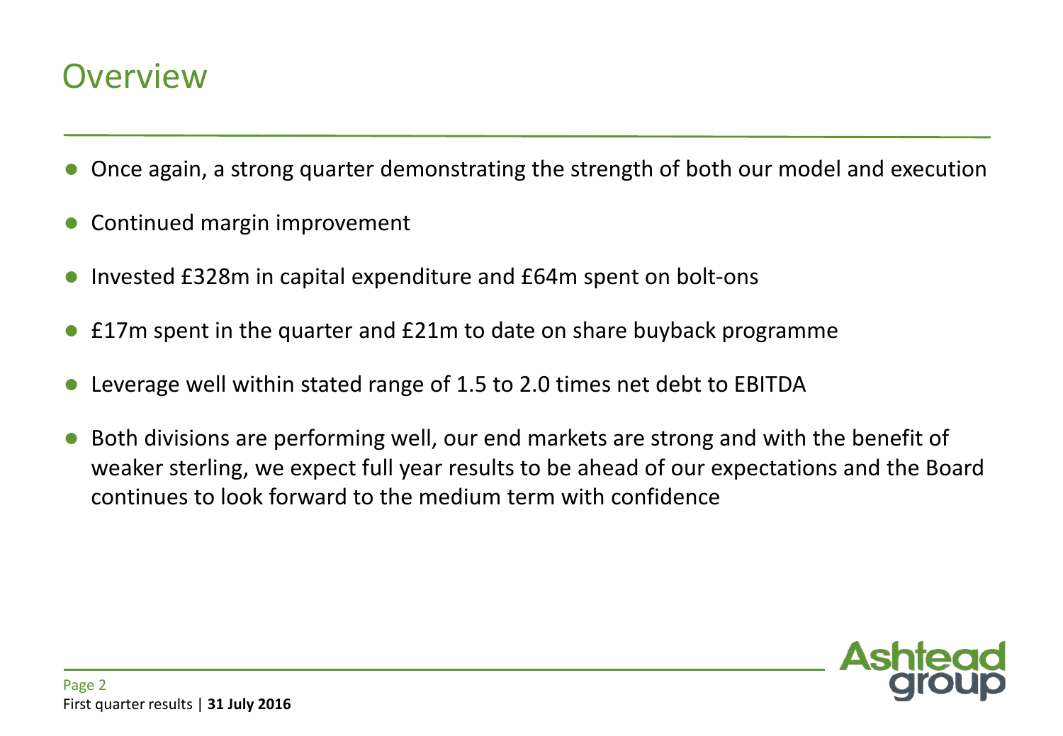# Overview

- Once again, a strong quarter demonstrating the strength of both our model and execution
- Continued margin improvement
- Invested £328m in capital expenditure and £64m spent on bolt-ons
- £17m spent in the quarter and £21m to date on share buyback programme
- Leverage well within stated range of 1.5 to 2.0 times net debt to EBITDA
- Both divisions are performing well, our end markets are strong and with the benefit of weaker sterling, we expect full year results to be ahead of our expectations and the Board continues to look forward to the medium term with confidence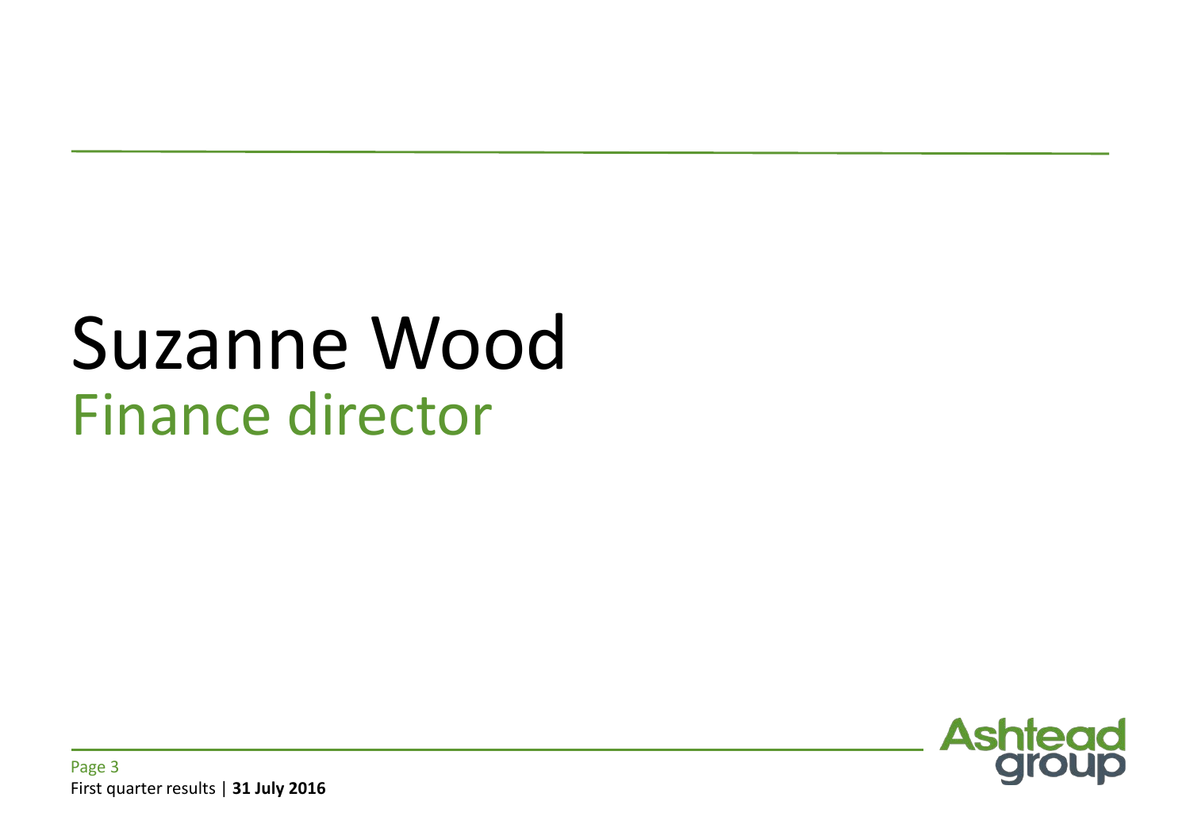# Suzanne Wood

## Finance director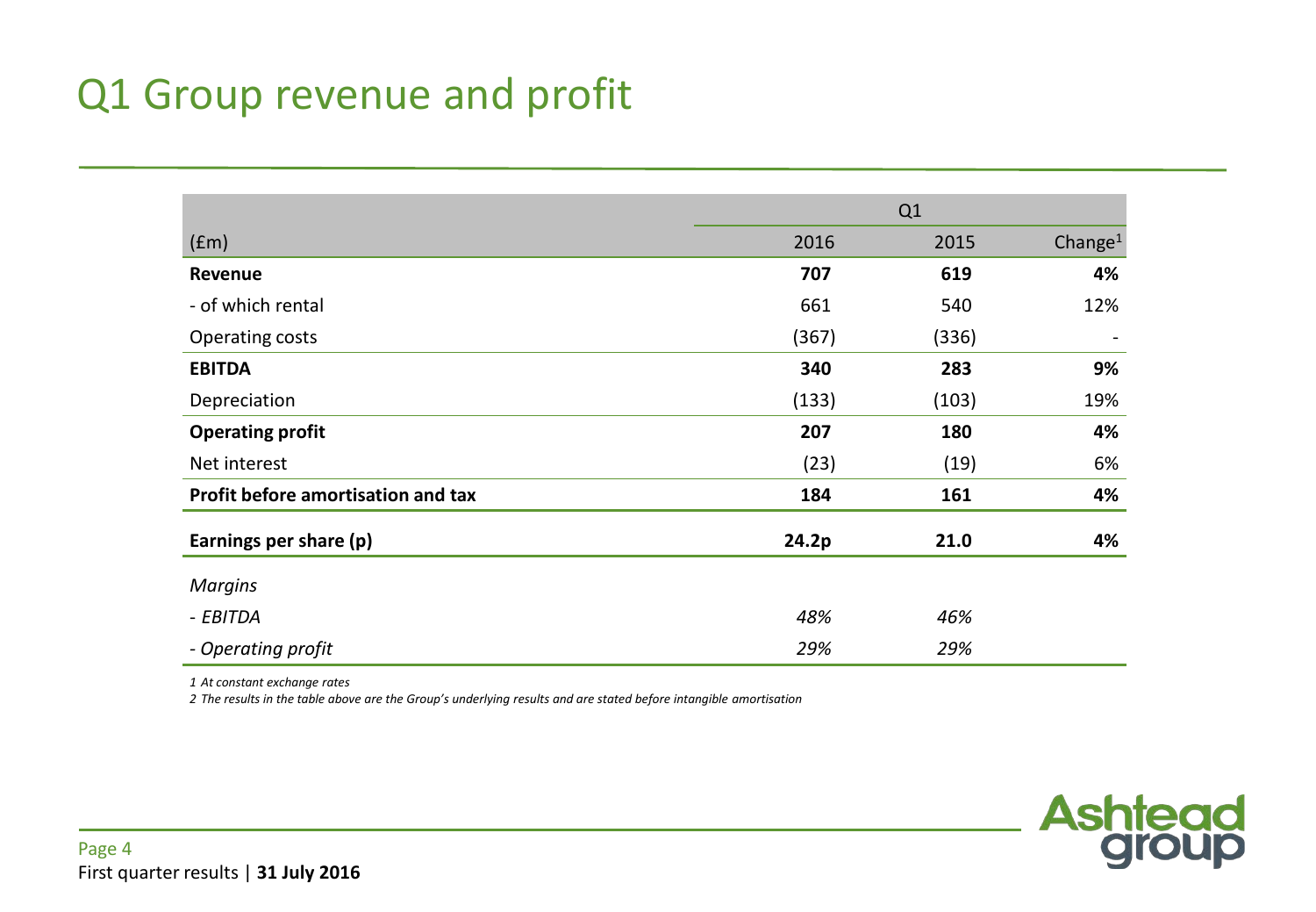# Q1 Group revenue and profit

| | Q1 | | |
|---|---|---|---|
| (£m) | 2016 | 2015 | Change[1] |
| **Revenue** | **707** | **619** | **4%** |
| - of which rental | 661 | 540 | 12% |
| Operating costs | (367) | (336) | - |
| **EBITDA** | **340** | **283** | **9%** |
| Depreciation | (133) | (103) | 19% |
| **Operating profit** | **207** | **180** | **4%** |
| Net interest | (23) | (19) | 6% |
| **Profit before amortisation and tax** | **184** | **161** | **4%** |
| **Earnings per share (p)** | **24.2p** | **21.0** | **4%** |
| *Margins* | | | |
| *- EBITDA* | *48%* | *46%* | |
| *- Operating profit* | *29%* | *29%* | |

*1 At constant exchange rates*

*2 The results in the table above are the Group's underlying results and are stated before intangible amortisation*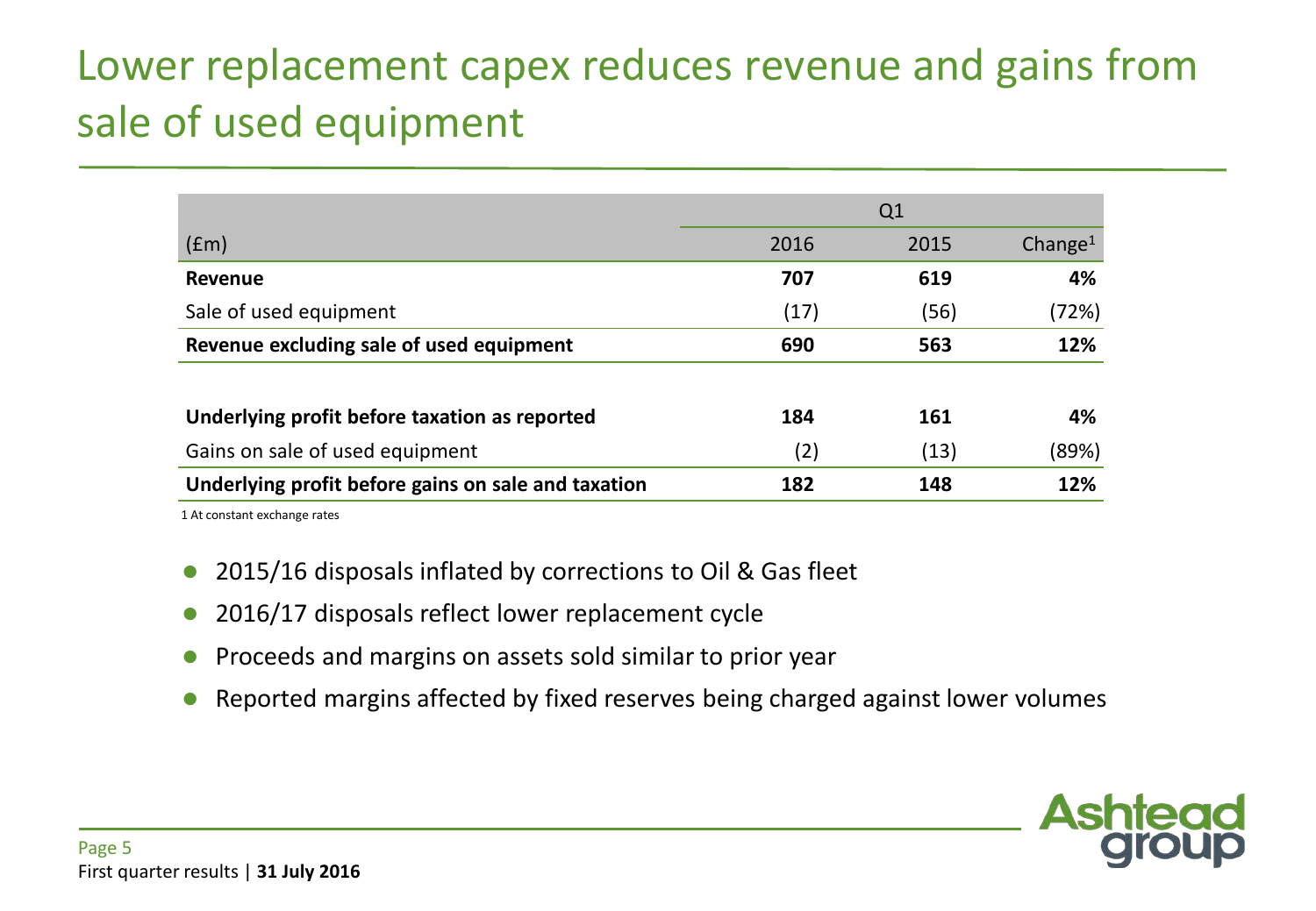# Lower replacement capex reduces revenue and gains from sale of used equipment

| (£m) | Q1 2016 | Q1 2015 | Change[1] |
|---|---|---|---|
| **Revenue** | **707** | **619** | **4%** |
| Sale of used equipment | (17) | (56) | (72%) |
| **Revenue excluding sale of used equipment** | **690** | **563** | **12%** |
| | | | |
| **Underlying profit before taxation as reported** | **184** | **161** | **4%** |
| Gains on sale of used equipment | (2) | (13) | (89%) |
| **Underlying profit before gains on sale and taxation** | **182** | **148** | **12%** |

1 At constant exchange rates

- 2015/16 disposals inflated by corrections to Oil & Gas fleet
- 2016/17 disposals reflect lower replacement cycle
- Proceeds and margins on assets sold similar to prior year
- Reported margins affected by fixed reserves being charged against lower volumes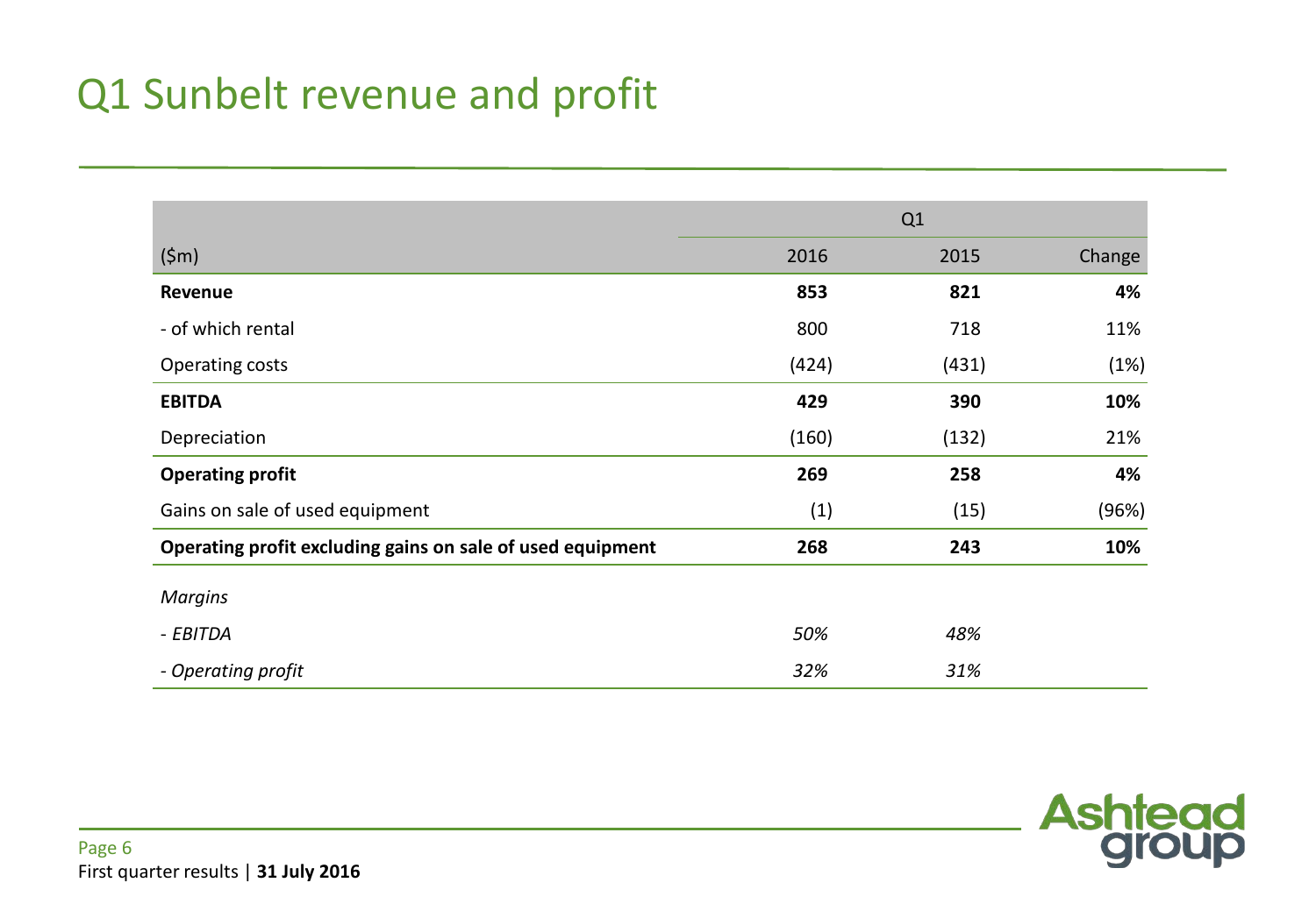# Q1 Sunbelt revenue and profit

| | Q1 | | |
|---|---|---|---|
| ($m) | 2016 | 2015 | Change |
| **Revenue** | **853** | **821** | **4%** |
| - of which rental | 800 | 718 | 11% |
| Operating costs | (424) | (431) | (1%) |
| **EBITDA** | **429** | **390** | **10%** |
| Depreciation | (160) | (132) | 21% |
| **Operating profit** | **269** | **258** | **4%** |
| Gains on sale of used equipment | (1) | (15) | (96%) |
| **Operating profit excluding gains on sale of used equipment** | **268** | **243** | **10%** |
| *Margins* | | | |
| *- EBITDA* | *50%* | *48%* | |
| *- Operating profit* | *32%* | *31%* | |

First quarter results | **31 July 2016**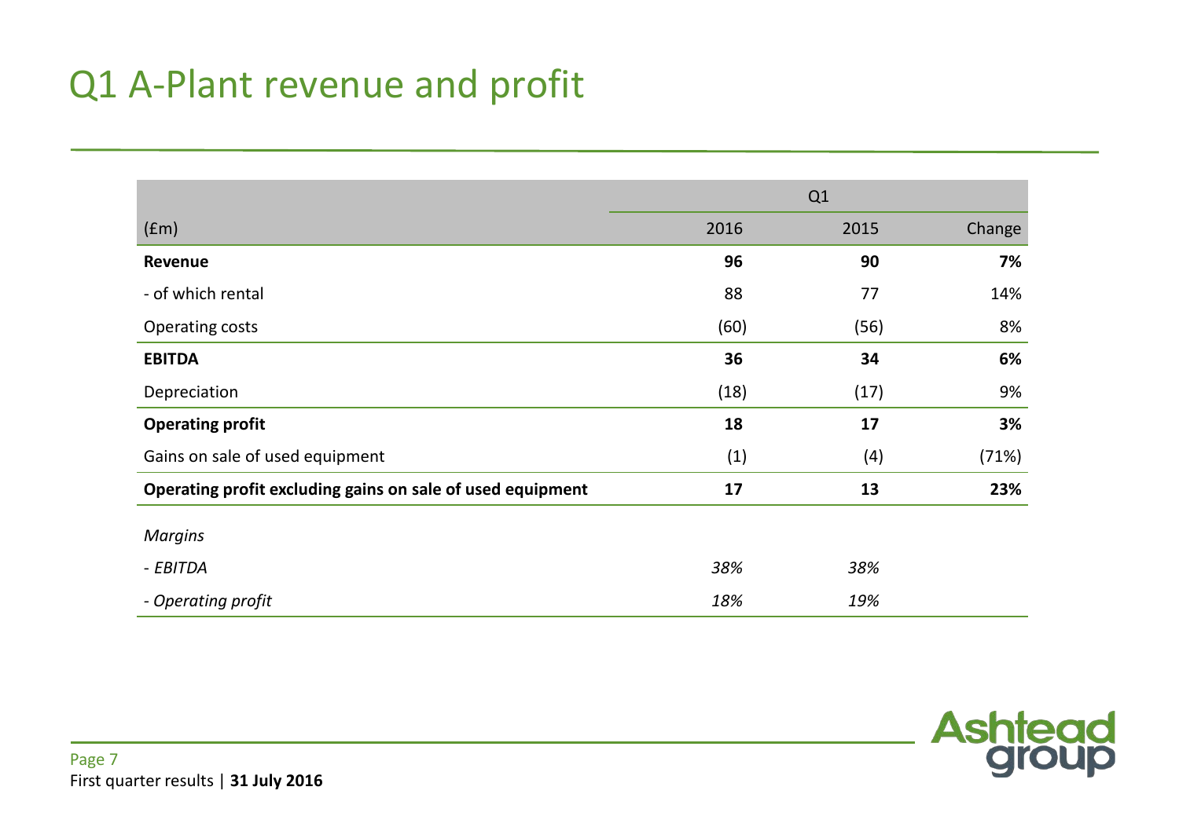# Q1 A-Plant revenue and profit

| | Q1 | | |
|---|---|---|---|
| (£m) | 2016 | 2015 | Change |
| **Revenue** | **96** | **90** | **7%** |
| - of which rental | 88 | 77 | 14% |
| Operating costs | (60) | (56) | 8% |
| **EBITDA** | **36** | **34** | **6%** |
| Depreciation | (18) | (17) | 9% |
| **Operating profit** | **18** | **17** | **3%** |
| Gains on sale of used equipment | (1) | (4) | (71%) |
| **Operating profit excluding gains on sale of used equipment** | **17** | **13** | **23%** |
| *Margins* | | | |
| *- EBITDA* | *38%* | *38%* | |
| *- Operating profit* | *18%* | *19%* | |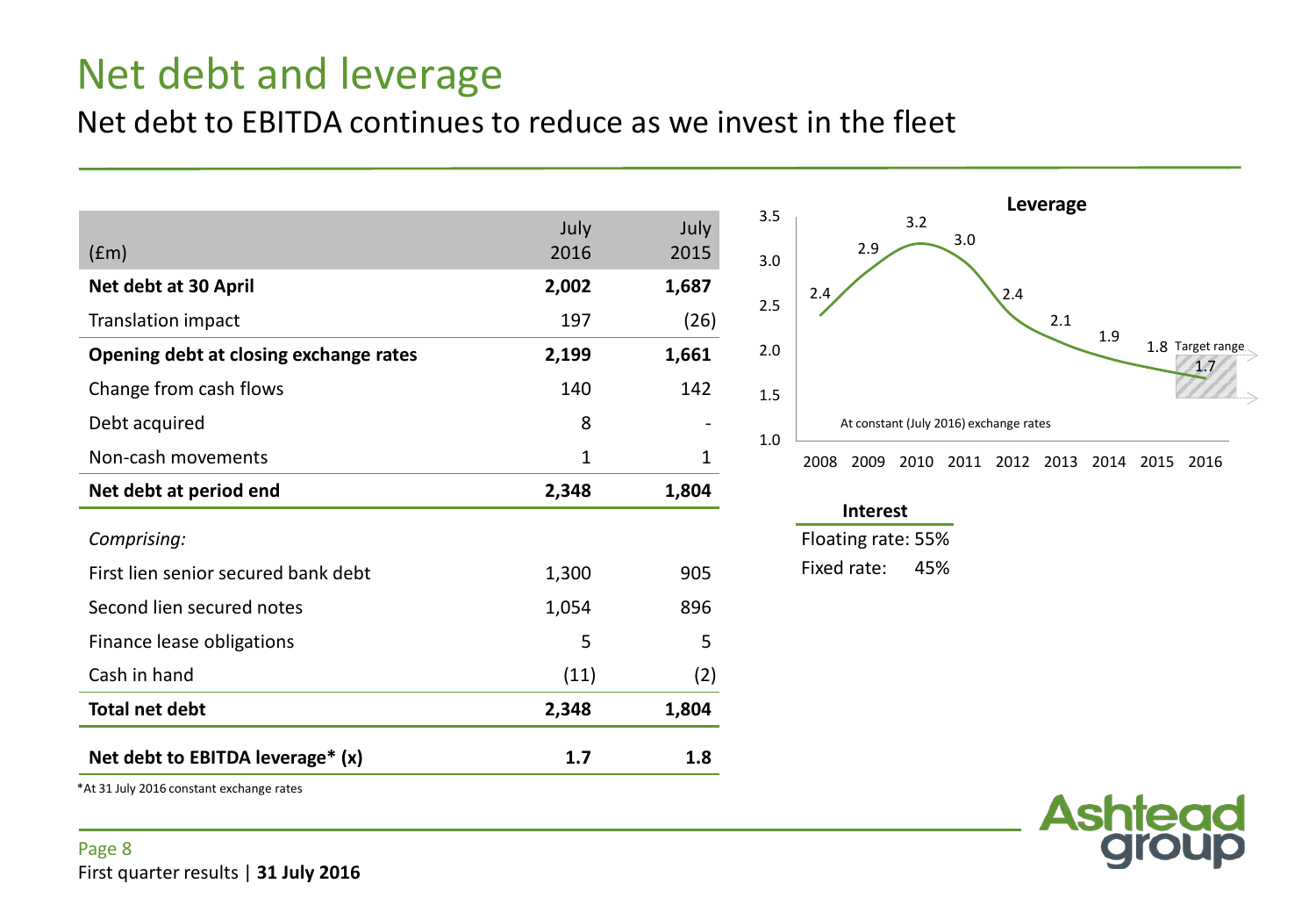# Net debt and leverage

## Net debt to EBITDA continues to reduce as we invest in the fleet

| (£m) | July 2016 | July 2015 |
|---|---|---|
| **Net debt at 30 April** | **2,002** | **1,687** |
| Translation impact | 197 | (26) |
| **Opening debt at closing exchange rates** | **2,199** | **1,661** |
| Change from cash flows | 140 | 142 |
| Debt acquired | 8 | - |
| Non-cash movements | 1 | 1 |
| **Net debt at period end** | **2,348** | **1,804** |
| *Comprising:* | | |
| First lien senior secured bank debt | 1,300 | 905 |
| Second lien secured notes | 1,054 | 896 |
| Finance lease obligations | 5 | 5 |
| Cash in hand | (11) | (2) |
| **Total net debt** | **2,348** | **1,804** |
| **Net debt to EBITDA leverage* (x)** | **1.7** | **1.8** |

*At 31 July 2016 constant exchange rates

**Leverage**

At constant (July 2016) exchange rates

| 2008 | 2009 | 2010 | 2011 | 2012 | 2013 | 2014 | 2015 | 2016 |
|---|---|---|---|---|---|---|---|---|
| 2.4 | 2.9 | 3.2 | 3.0 | 2.4 | 2.1 | 1.9 | 1.8 | 1.7 |

Target range

**Interest**

Floating rate: 55%

Fixed rate: 45%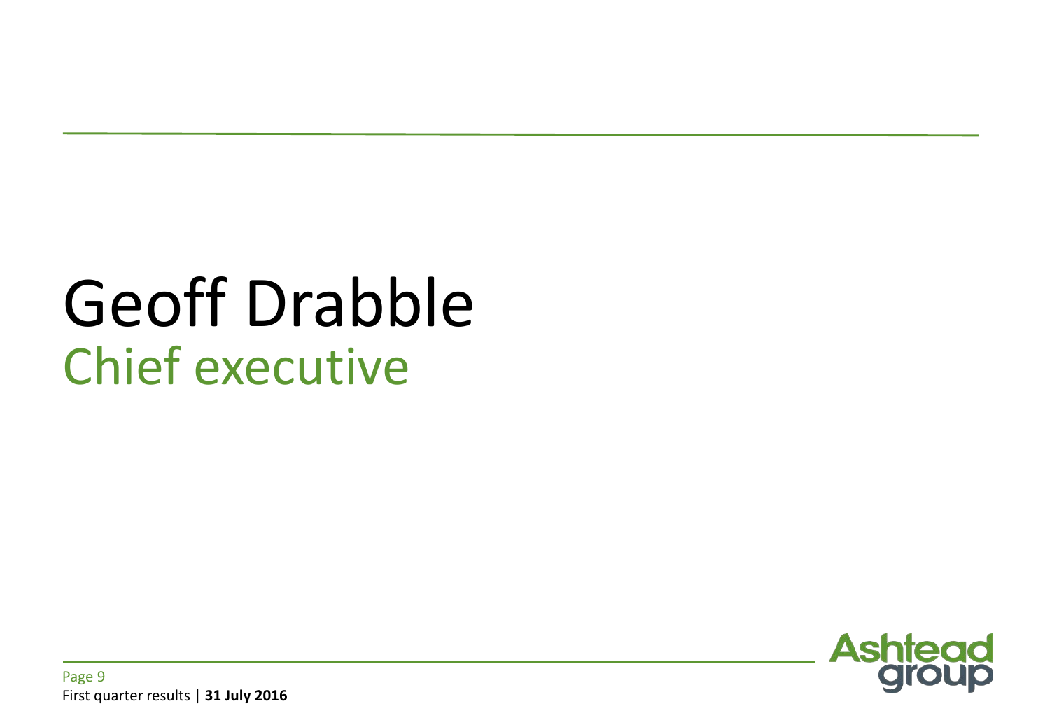# Geoff Drabble

## Chief executive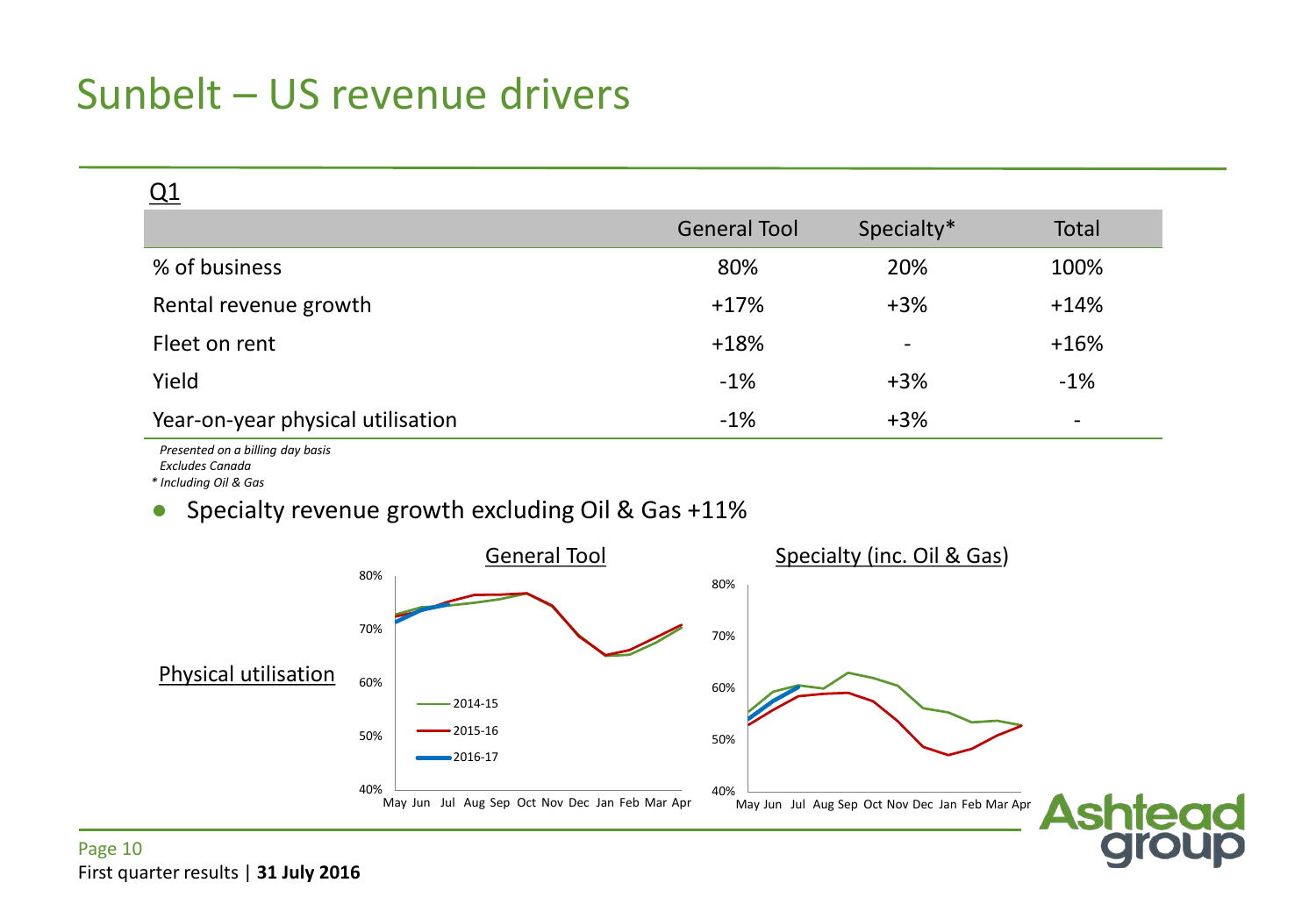# Sunbelt – US revenue drivers

Q1

| | General Tool | Specialty* | Total |
|---|---|---|---|
| % of business | 80% | 20% | 100% |
| Rental revenue growth | +17% | +3% | +14% |
| Fleet on rent | +18% | - | +16% |
| Yield | -1% | +3% | -1% |
| Year-on-year physical utilisation | -1% | +3% | - |

*Presented on a billing day basis*
*Excludes Canada*
*\* Including Oil & Gas*

- Specialty revenue growth excluding Oil & Gas +11%

Physical utilisation

General Tool

Specialty (inc. Oil & Gas)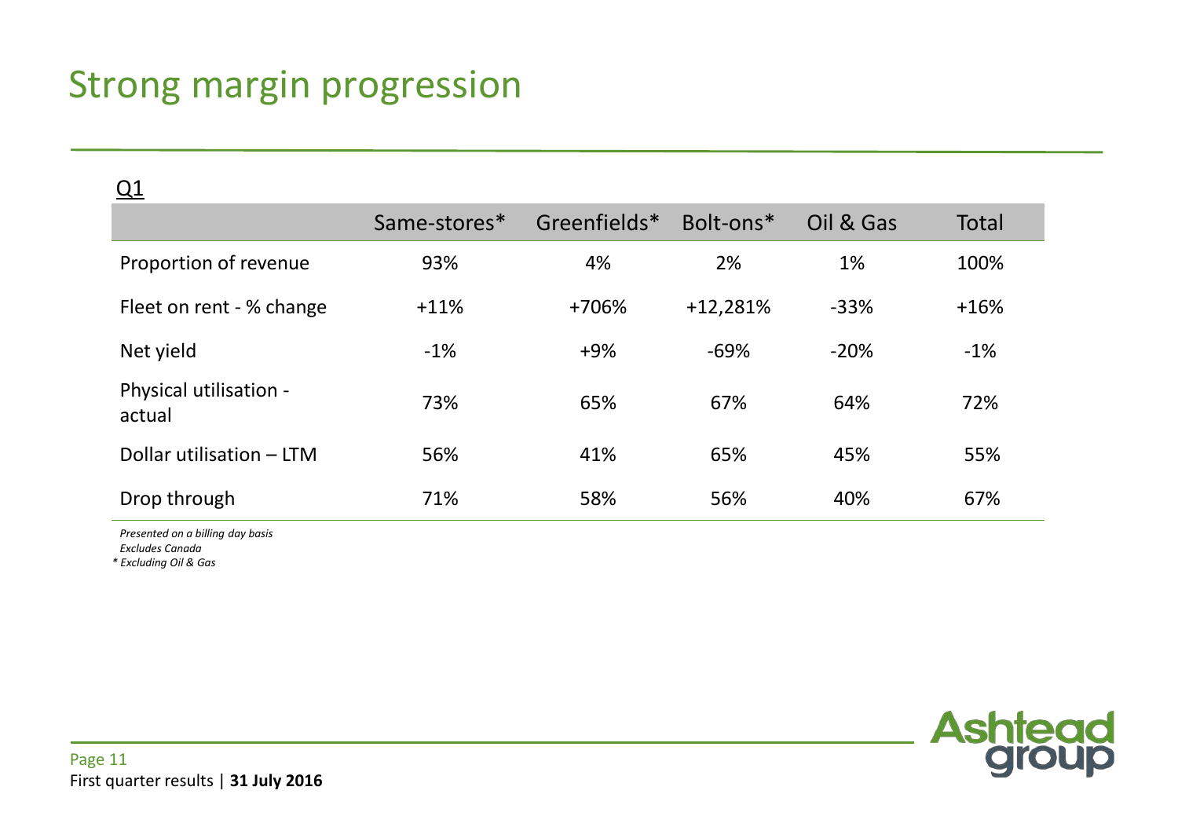# Strong margin progression

Q1

| | Same-stores* | Greenfields* | Bolt-ons* | Oil & Gas | Total |
|---|---|---|---|---|---|
| Proportion of revenue | 93% | 4% | 2% | 1% | 100% |
| Fleet on rent - % change | +11% | +706% | +12,281% | -33% | +16% |
| Net yield | -1% | +9% | -69% | -20% | -1% |
| Physical utilisation - actual | 73% | 65% | 67% | 64% | 72% |
| Dollar utilisation – LTM | 56% | 41% | 65% | 45% | 55% |
| Drop through | 71% | 58% | 56% | 40% | 67% |

*Presented on a billing day basis*
*Excludes Canada*
*\* Excluding Oil & Gas*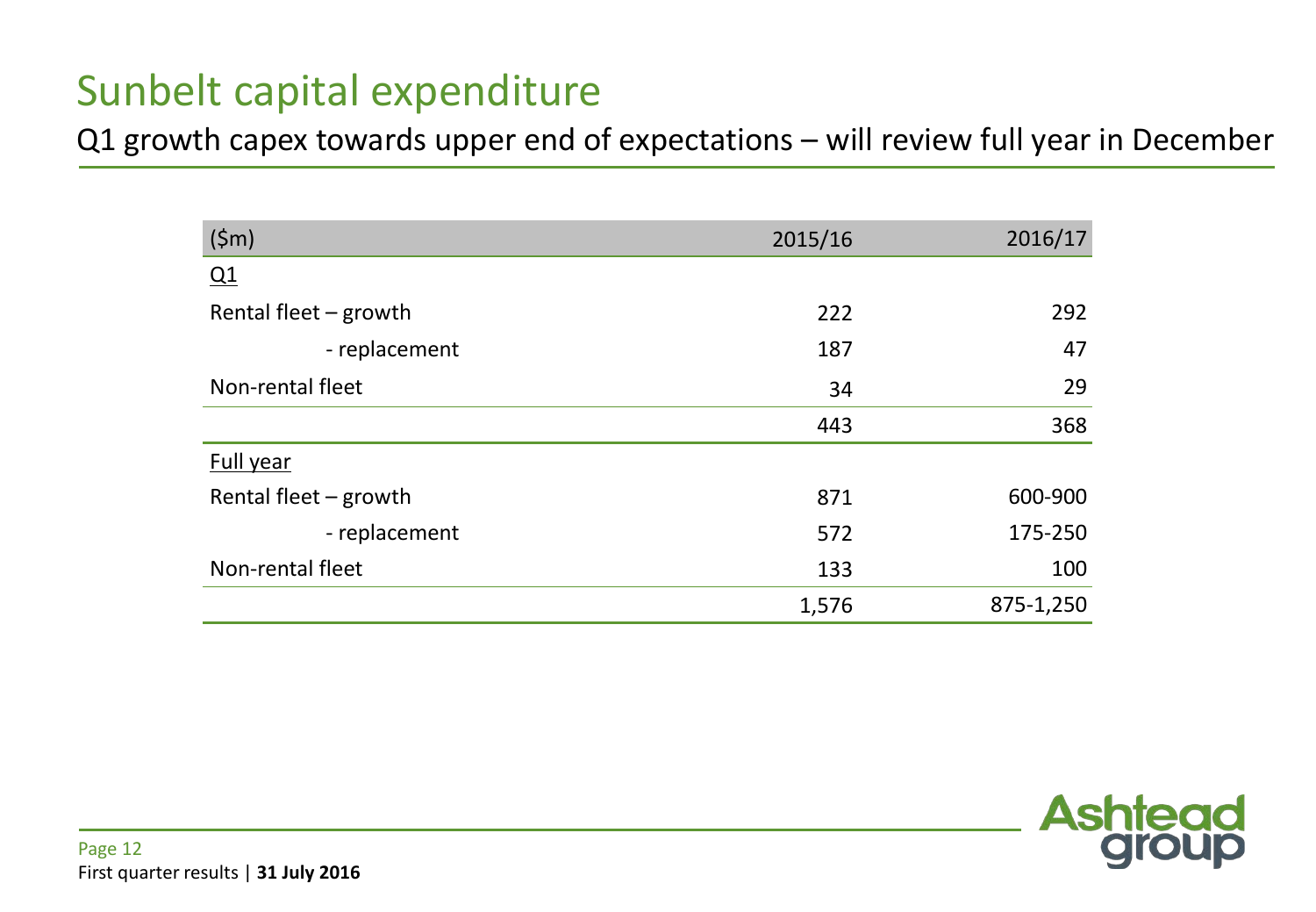# Sunbelt capital expenditure

## Q1 growth capex towards upper end of expectations – will review full year in December

| ($m) | 2015/16 | 2016/17 |
|---|---|---|
| Q1 | | |
| Rental fleet – growth | 222 | 292 |
| - replacement | 187 | 47 |
| Non-rental fleet | 34 | 29 |
| | 443 | 368 |
| Full year | | |
| Rental fleet – growth | 871 | 600-900 |
| - replacement | 572 | 175-250 |
| Non-rental fleet | 133 | 100 |
| | 1,576 | 875-1,250 |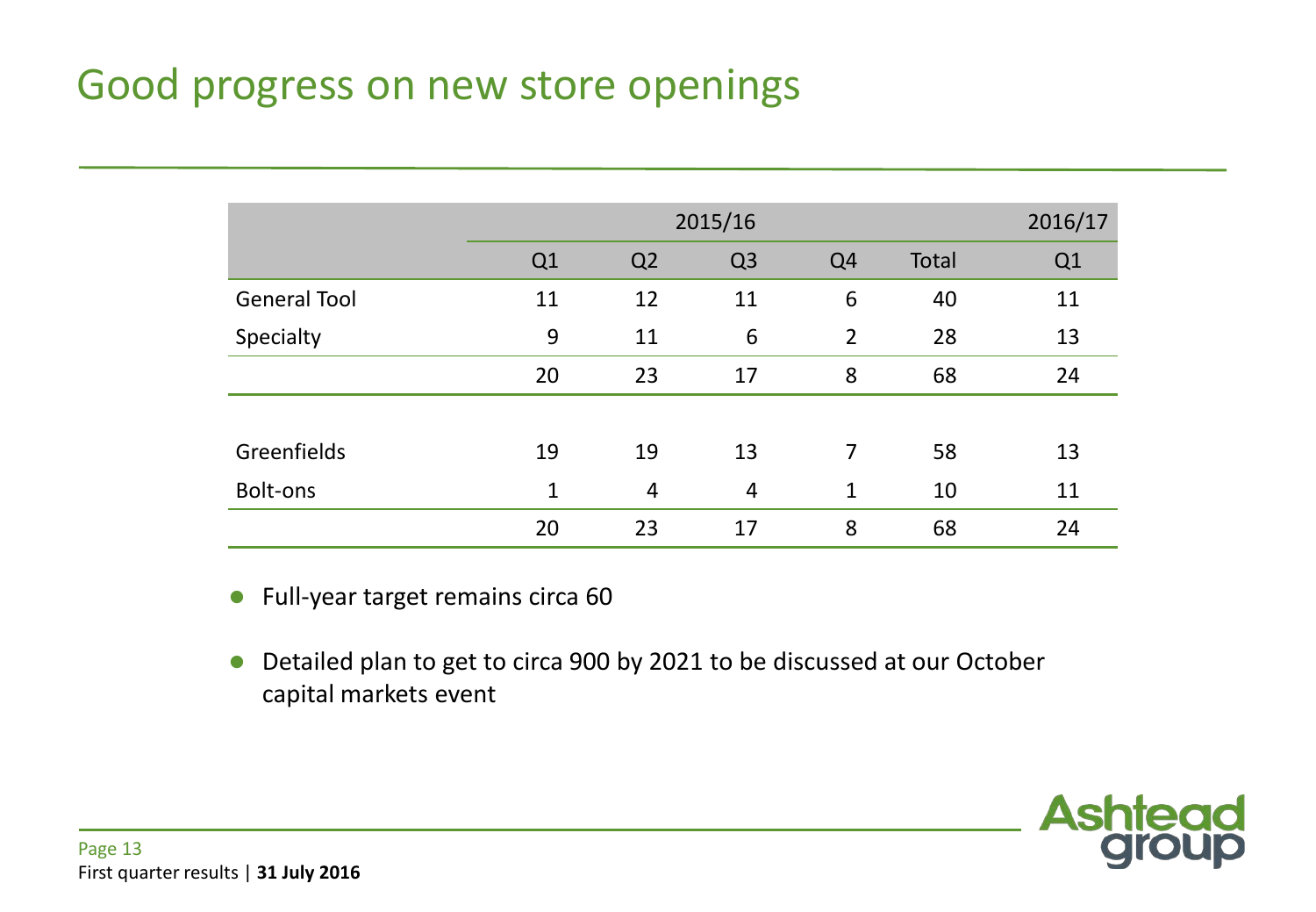# Good progress on new store openings

| | 2015/16 | | | | | 2016/17 |
|---|---|---|---|---|---|---|
| | Q1 | Q2 | Q3 | Q4 | Total | Q1 |
| General Tool | 11 | 12 | 11 | 6 | 40 | 11 |
| Specialty | 9 | 11 | 6 | 2 | 28 | 13 |
| | 20 | 23 | 17 | 8 | 68 | 24 |
| | | | | | | |
| Greenfields | 19 | 19 | 13 | 7 | 58 | 13 |
| Bolt-ons | 1 | 4 | 4 | 1 | 10 | 11 |
| | 20 | 23 | 17 | 8 | 68 | 24 |

- Full-year target remains circa 60
- Detailed plan to get to circa 900 by 2021 to be discussed at our October capital markets event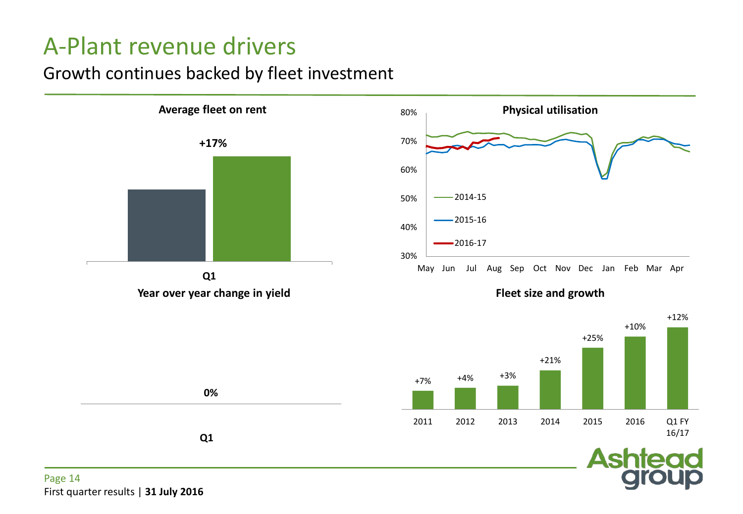# A-Plant revenue drivers

## Growth continues backed by fleet investment

**Average fleet on rent**

**+17%**

**Q1**

**Physical utilisation**

80%
70%
60%
50%
40%
30%

May Jun Jul Aug Sep Oct Nov Dec Jan Feb Mar Apr

2014-15
2015-16
2016-17

**Year over year change in yield**

**0%**

**Q1**

**Fleet size and growth**

| 2011 | 2012 | 2013 | 2014 | 2015 | 2016 | Q1 FY 16/17 |
|---|---|---|---|---|---|---|
| +7% | +4% | +3% | +21% | +25% | +10% | +12% |

First quarter results | **31 July 2016**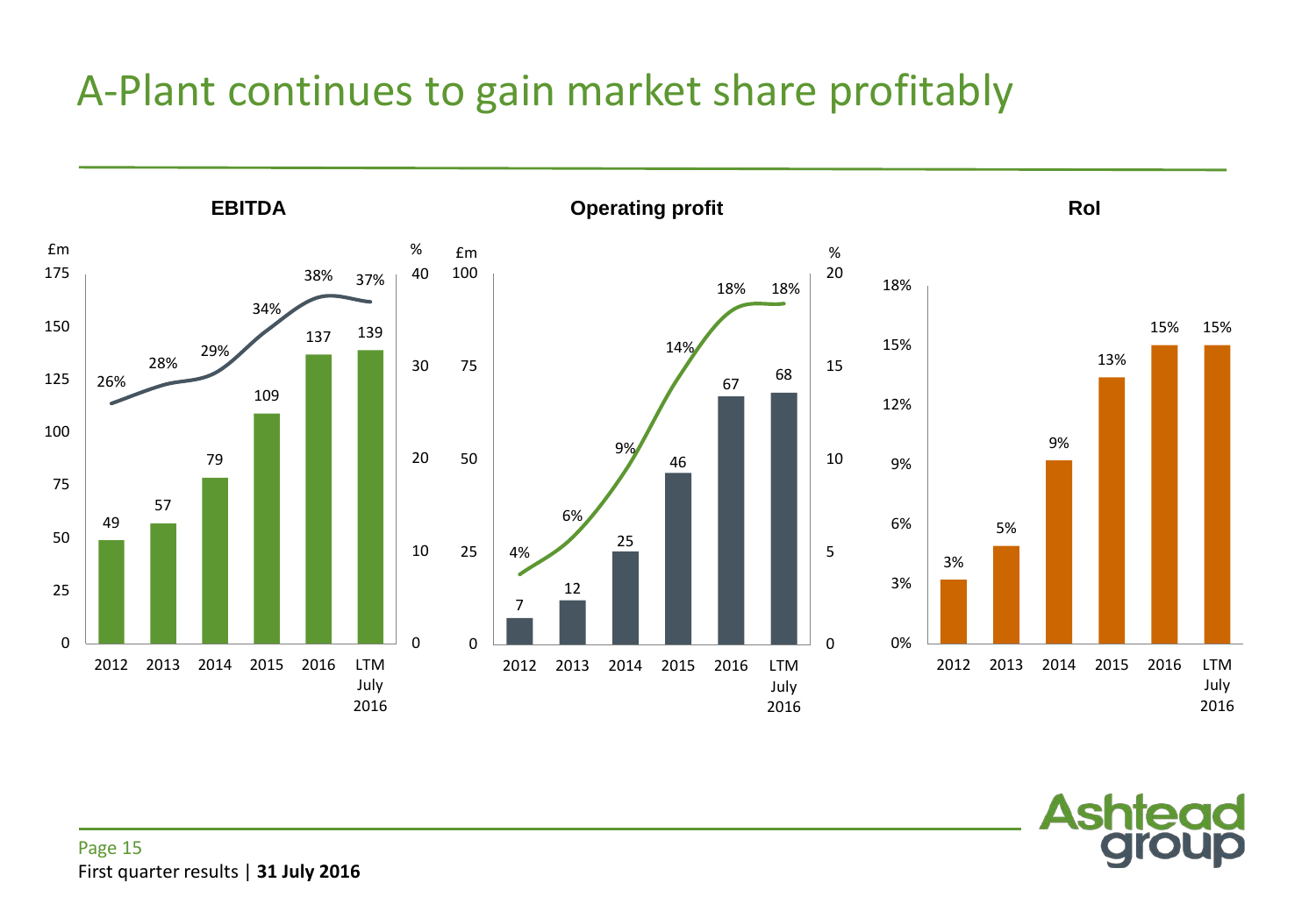# A-Plant continues to gain market share profitably

### EBITDA

| | 2012 | 2013 | 2014 | 2015 | 2016 | LTM July 2016 |
|---|---|---|---|---|---|---|
| £m | 49 | 57 | 79 | 109 | 137 | 139 |
| % | 26% | 28% | 29% | 34% | 38% | 37% |

### Operating profit

| | 2012 | 2013 | 2014 | 2015 | 2016 | LTM July 2016 |
|---|---|---|---|---|---|---|
| £m | 7 | 12 | 25 | 46 | 67 | 68 |
| % | 4% | 6% | 9% | 14% | 18% | 18% |

### RoI

| | 2012 | 2013 | 2014 | 2015 | 2016 | LTM July 2016 |
|---|---|---|---|---|---|---|
| RoI | 3% | 5% | 9% | 13% | 15% | 15% |

First quarter results | **31 July 2016**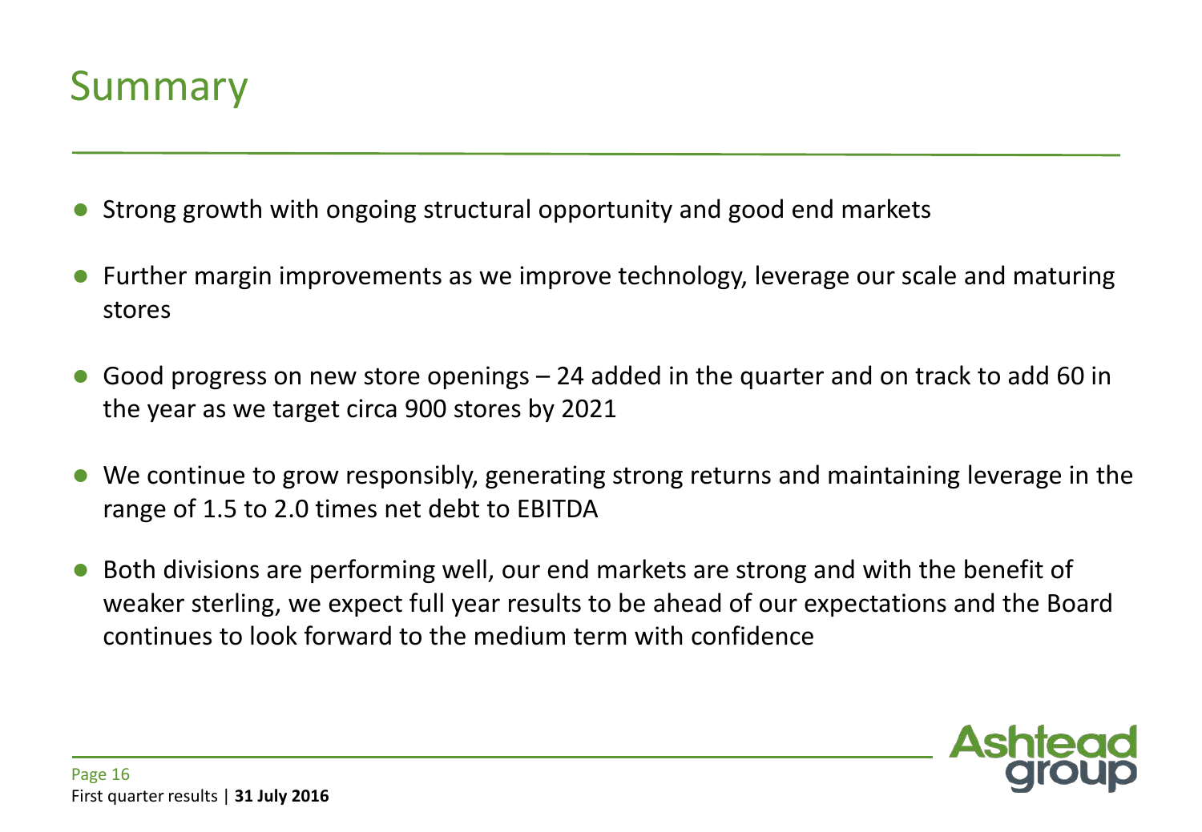# Summary

- Strong growth with ongoing structural opportunity and good end markets
- Further margin improvements as we improve technology, leverage our scale and maturing stores
- Good progress on new store openings – 24 added in the quarter and on track to add 60 in the year as we target circa 900 stores by 2021
- We continue to grow responsibly, generating strong returns and maintaining leverage in the range of 1.5 to 2.0 times net debt to EBITDA
- Both divisions are performing well, our end markets are strong and with the benefit of weaker sterling, we expect full year results to be ahead of our expectations and the Board continues to look forward to the medium term with confidence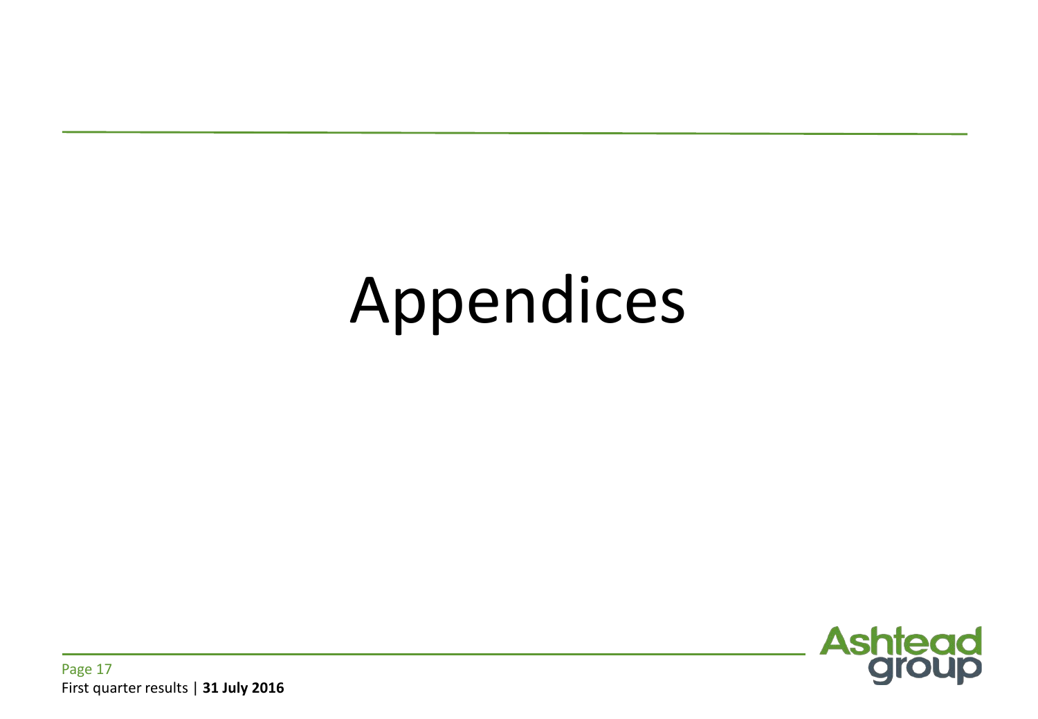# Appendices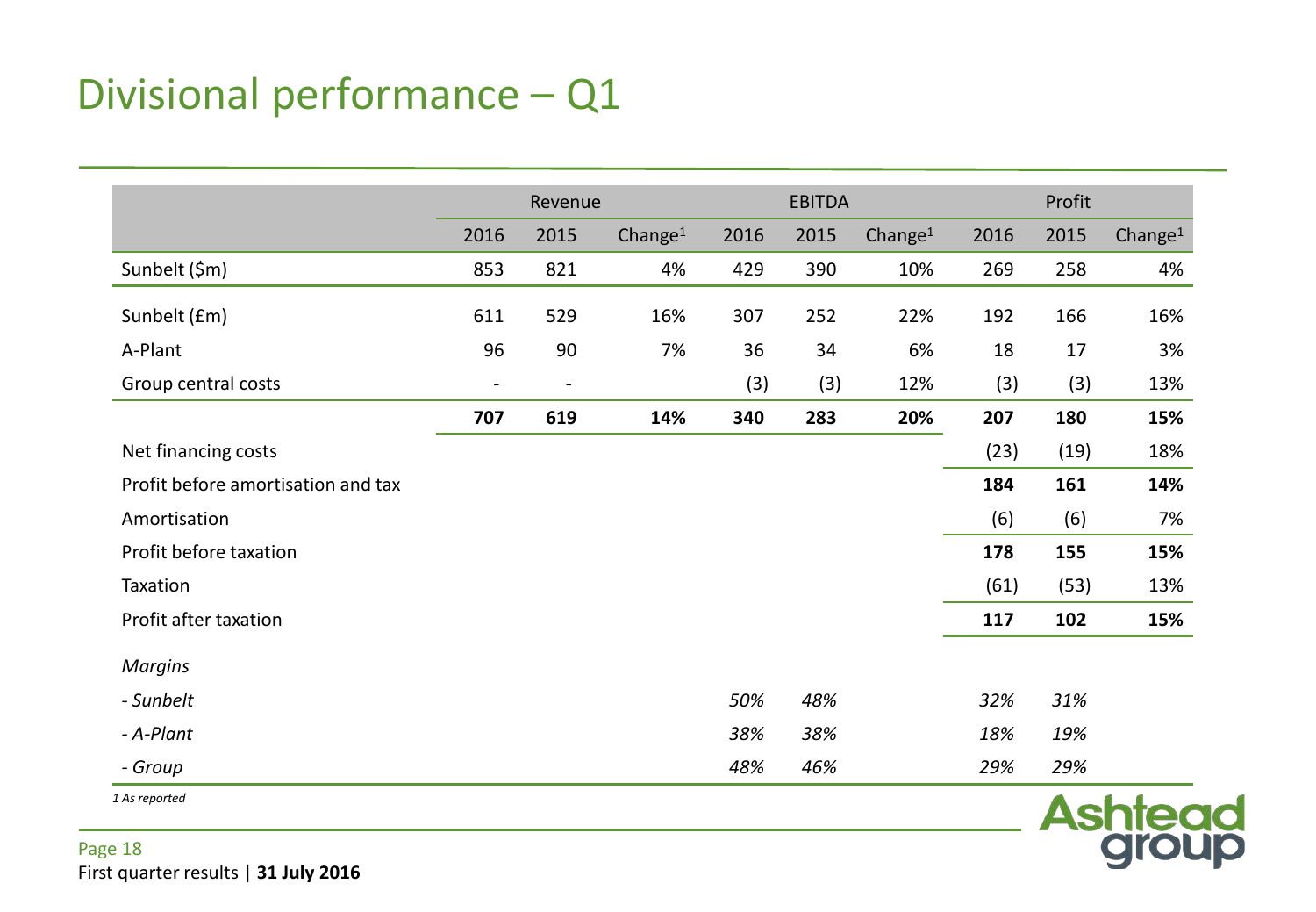# Divisional performance – Q1

| | Revenue | | | EBITDA | | | Profit | | |
|---|---|---|---|---|---|---|---|---|---|
| | 2016 | 2015 | Change[1] | 2016 | 2015 | Change[1] | 2016 | 2015 | Change[1] |
| Sunbelt ($m) | 853 | 821 | 4% | 429 | 390 | 10% | 269 | 258 | 4% |
| Sunbelt (£m) | 611 | 529 | 16% | 307 | 252 | 22% | 192 | 166 | 16% |
| A-Plant | 96 | 90 | 7% | 36 | 34 | 6% | 18 | 17 | 3% |
| Group central costs | - | - | | (3) | (3) | 12% | (3) | (3) | 13% |
| | **707** | **619** | **14%** | **340** | **283** | **20%** | **207** | **180** | **15%** |
| Net financing costs | | | | | | | (23) | (19) | 18% |
| Profit before amortisation and tax | | | | | | | **184** | **161** | **14%** |
| Amortisation | | | | | | | (6) | (6) | 7% |
| Profit before taxation | | | | | | | **178** | **155** | **15%** |
| Taxation | | | | | | | (61) | (53) | 13% |
| Profit after taxation | | | | | | | **117** | **102** | **15%** |
| *Margins* | | | | | | | | | |
| *- Sunbelt* | | | | *50%* | *48%* | | *32%* | *31%* | |
| *- A-Plant* | | | | *38%* | *38%* | | *18%* | *19%* | |
| *- Group* | | | | *48%* | *46%* | | *29%* | *29%* | |

*1 As reported*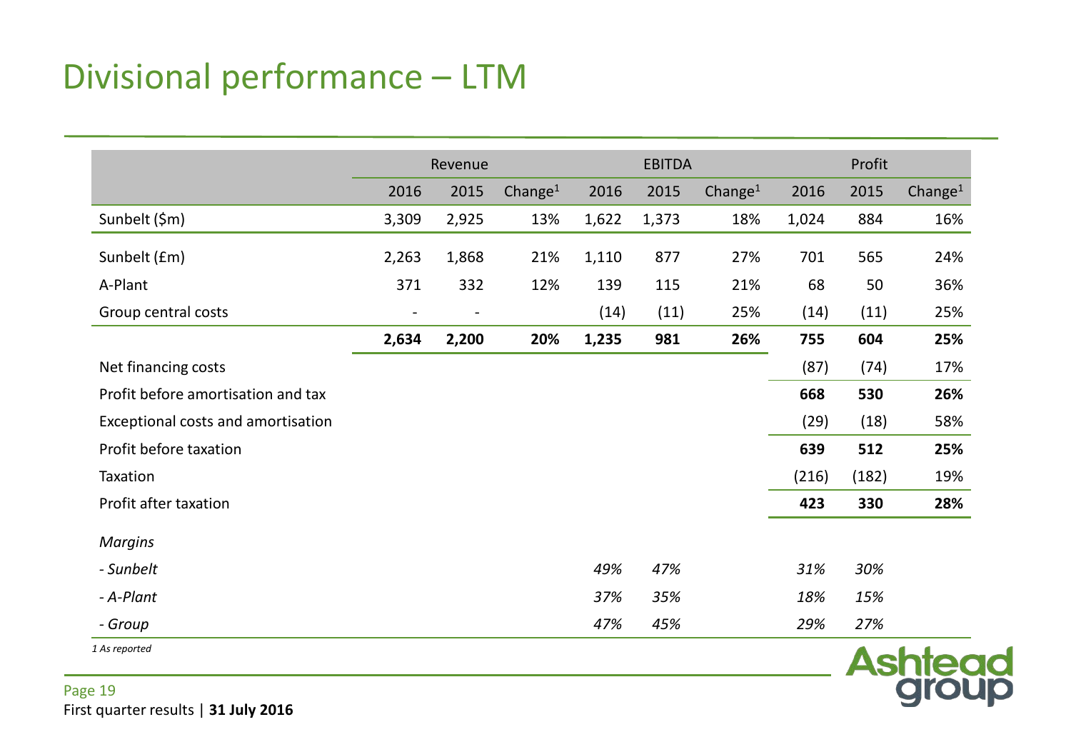# Divisional performance – LTM

| | Revenue | | | EBITDA | | | Profit | | |
|---|---|---|---|---|---|---|---|---|---|
| | 2016 | 2015 | Change[1] | 2016 | 2015 | Change[1] | 2016 | 2015 | Change[1] |
| Sunbelt ($m) | 3,309 | 2,925 | 13% | 1,622 | 1,373 | 18% | 1,024 | 884 | 16% |
| Sunbelt (£m) | 2,263 | 1,868 | 21% | 1,110 | 877 | 27% | 701 | 565 | 24% |
| A-Plant | 371 | 332 | 12% | 139 | 115 | 21% | 68 | 50 | 36% |
| Group central costs | - | - | | (14) | (11) | 25% | (14) | (11) | 25% |
| | **2,634** | **2,200** | **20%** | **1,235** | **981** | **26%** | **755** | **604** | **25%** |
| Net financing costs | | | | | | | (87) | (74) | 17% |
| Profit before amortisation and tax | | | | | | | **668** | **530** | **26%** |
| Exceptional costs and amortisation | | | | | | | (29) | (18) | 58% |
| Profit before taxation | | | | | | | **639** | **512** | **25%** |
| Taxation | | | | | | | (216) | (182) | 19% |
| Profit after taxation | | | | | | | **423** | **330** | **28%** |
| *Margins* | | | | | | | | | |
| *- Sunbelt* | | | | *49%* | *47%* | | *31%* | *30%* | |
| *- A-Plant* | | | | *37%* | *35%* | | *18%* | *15%* | |
| *- Group* | | | | *47%* | *45%* | | *29%* | *27%* | |

*1 As reported*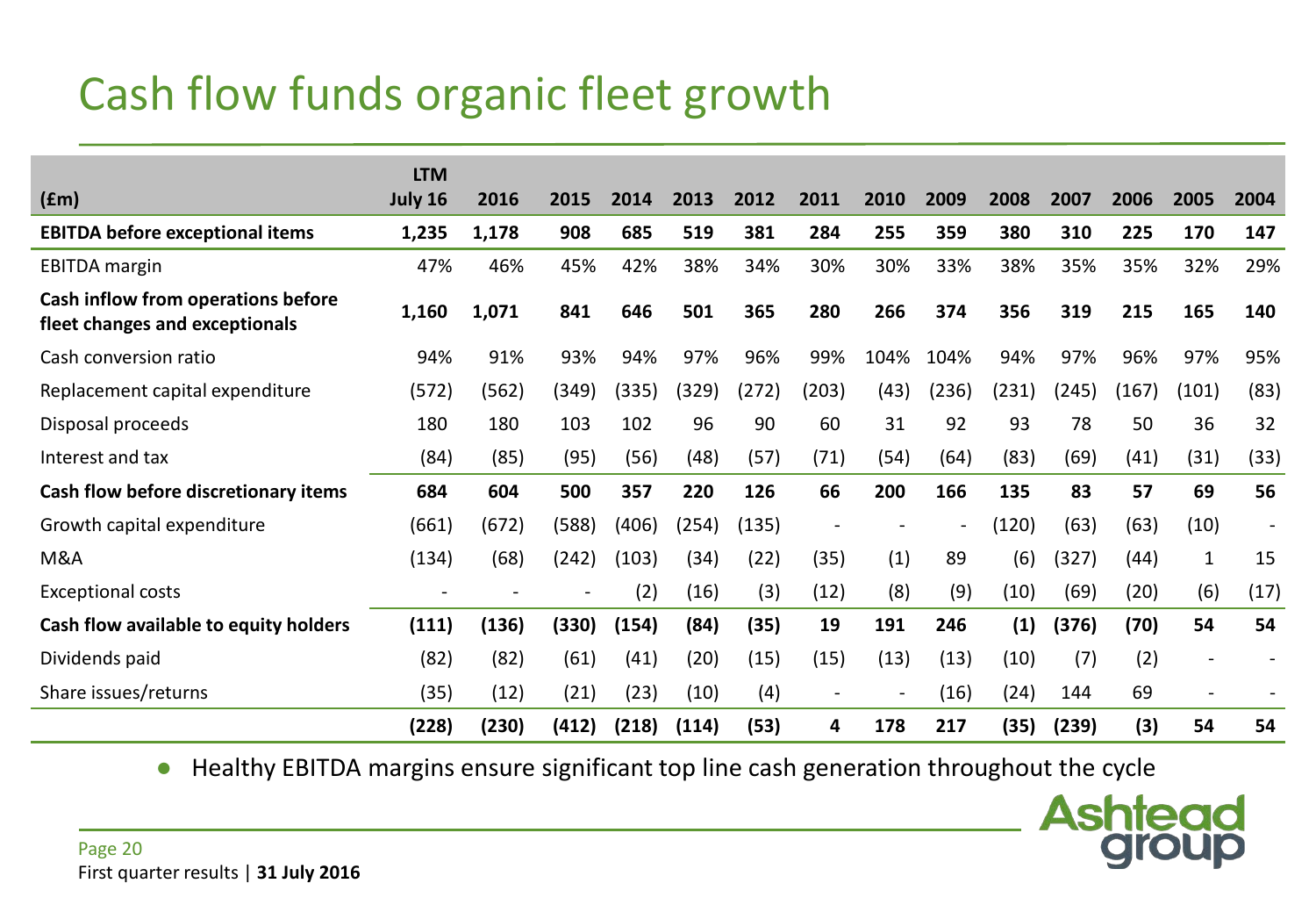# Cash flow funds organic fleet growth

| (£m) | LTM July 16 | 2016 | 2015 | 2014 | 2013 | 2012 | 2011 | 2010 | 2009 | 2008 | 2007 | 2006 | 2005 | 2004 |
|---|---|---|---|---|---|---|---|---|---|---|---|---|---|---|
| **EBITDA before exceptional items** | **1,235** | **1,178** | **908** | **685** | **519** | **381** | **284** | **255** | **359** | **380** | **310** | **225** | **170** | **147** |
| EBITDA margin | 47% | 46% | 45% | 42% | 38% | 34% | 30% | 30% | 33% | 38% | 35% | 35% | 32% | 29% |
| **Cash inflow from operations before fleet changes and exceptionals** | **1,160** | **1,071** | **841** | **646** | **501** | **365** | **280** | **266** | **374** | **356** | **319** | **215** | **165** | **140** |
| Cash conversion ratio | 94% | 91% | 93% | 94% | 97% | 96% | 99% | 104% | 104% | 94% | 97% | 96% | 97% | 95% |
| Replacement capital expenditure | (572) | (562) | (349) | (335) | (329) | (272) | (203) | (43) | (236) | (231) | (245) | (167) | (101) | (83) |
| Disposal proceeds | 180 | 180 | 103 | 102 | 96 | 90 | 60 | 31 | 92 | 93 | 78 | 50 | 36 | 32 |
| Interest and tax | (84) | (85) | (95) | (56) | (48) | (57) | (71) | (54) | (64) | (83) | (69) | (41) | (31) | (33) |
| **Cash flow before discretionary items** | **684** | **604** | **500** | **357** | **220** | **126** | **66** | **200** | **166** | **135** | **83** | **57** | **69** | **56** |
| Growth capital expenditure | (661) | (672) | (588) | (406) | (254) | (135) | - | - | - | (120) | (63) | (63) | (10) | - |
| M&A | (134) | (68) | (242) | (103) | (34) | (22) | (35) | (1) | 89 | (6) | (327) | (44) | 1 | 15 |
| Exceptional costs | - | - | - | (2) | (16) | (3) | (12) | (8) | (9) | (10) | (69) | (20) | (6) | (17) |
| **Cash flow available to equity holders** | **(111)** | **(136)** | **(330)** | **(154)** | **(84)** | **(35)** | **19** | **191** | **246** | **(1)** | **(376)** | **(70)** | **54** | **54** |
| Dividends paid | (82) | (82) | (61) | (41) | (20) | (15) | (15) | (13) | (13) | (10) | (7) | (2) | - | - |
| Share issues/returns | (35) | (12) | (21) | (23) | (10) | (4) | - | - | (16) | (24) | 144 | 69 | - | - |
| | **(228)** | **(230)** | **(412)** | **(218)** | **(114)** | **(53)** | **4** | **178** | **217** | **(35)** | **(239)** | **(3)** | **54** | **54** |

- Healthy EBITDA margins ensure significant top line cash generation throughout the cycle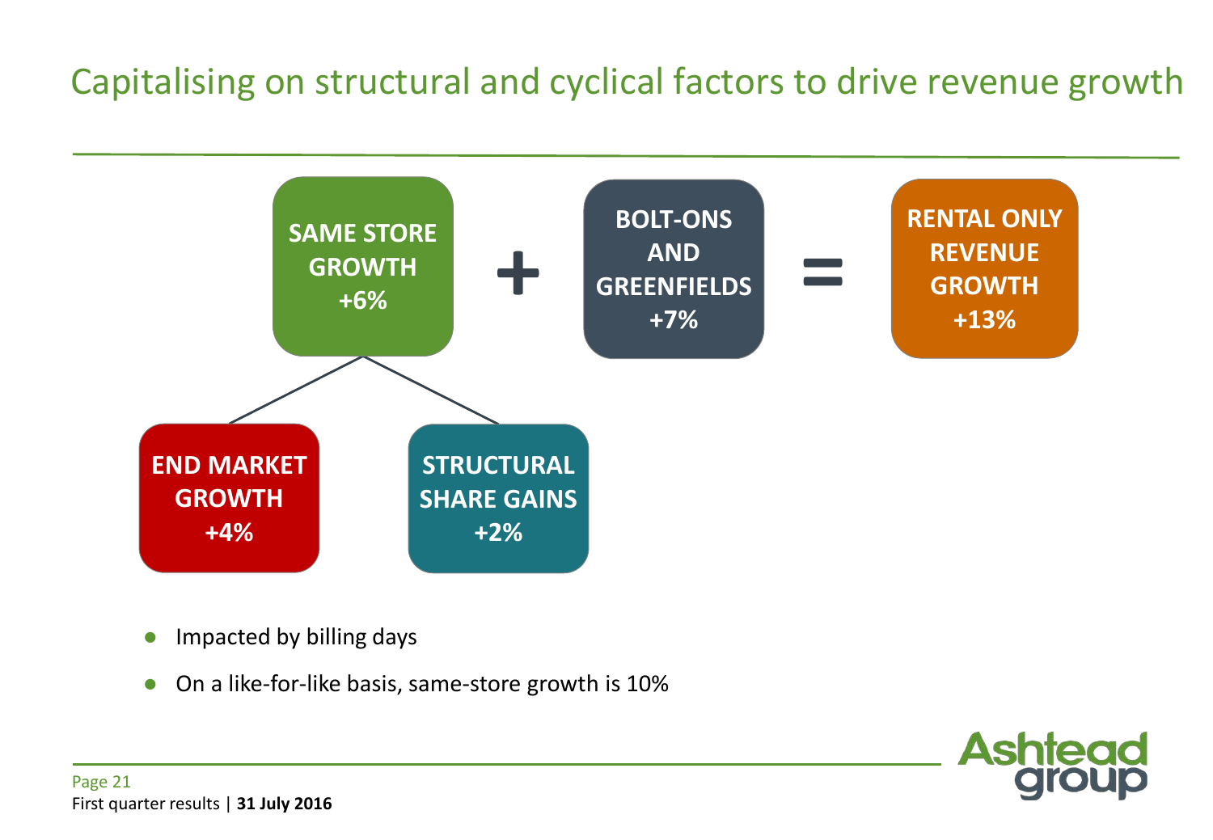# Capitalising on structural and cyclical factors to drive revenue growth

**SAME STORE GROWTH +6%** + **BOLT-ONS AND GREENFIELDS +7%** = **RENTAL ONLY REVENUE GROWTH +13%**

Same store growth comprises:

- **END MARKET GROWTH +4%**
- **STRUCTURAL SHARE GAINS +2%**

- Impacted by billing days
- On a like-for-like basis, same-store growth is 10%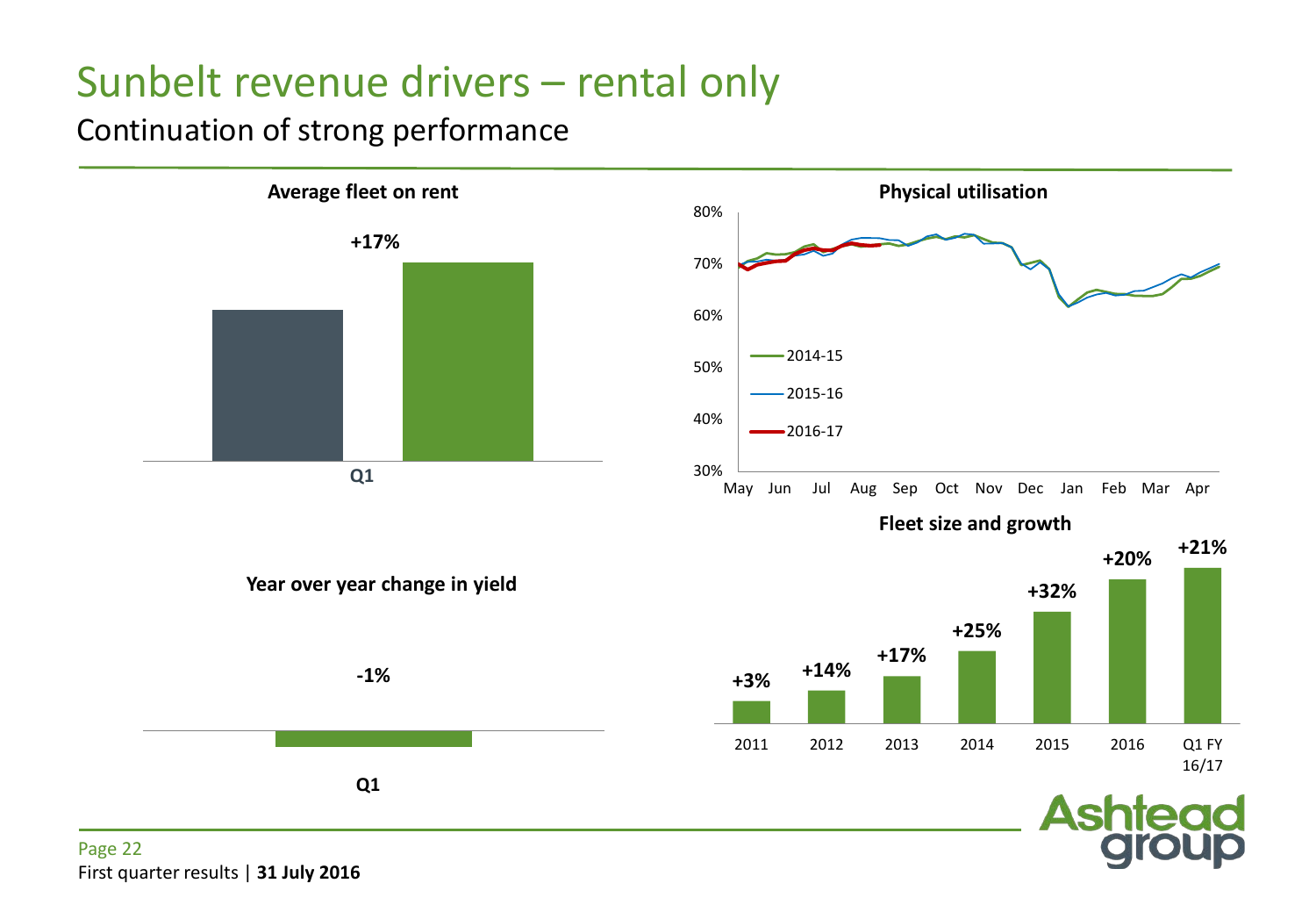# Sunbelt revenue drivers – rental only

## Continuation of strong performance

**Average fleet on rent**

+17%

Q1

**Physical utilisation**

80%
70%
60%
50%
40%
30%

May Jun Jul Aug Sep Oct Nov Dec Jan Feb Mar Apr

- 2014-15
- 2015-16
- 2016-17

**Year over year change in yield**

-1%

Q1

**Fleet size and growth**

| 2011 | 2012 | 2013 | 2014 | 2015 | 2016 | Q1 FY 16/17 |
|---|---|---|---|---|---|---|
| +3% | +14% | +17% | +25% | +32% | +20% | +21% |

First quarter results | **31 July 2016**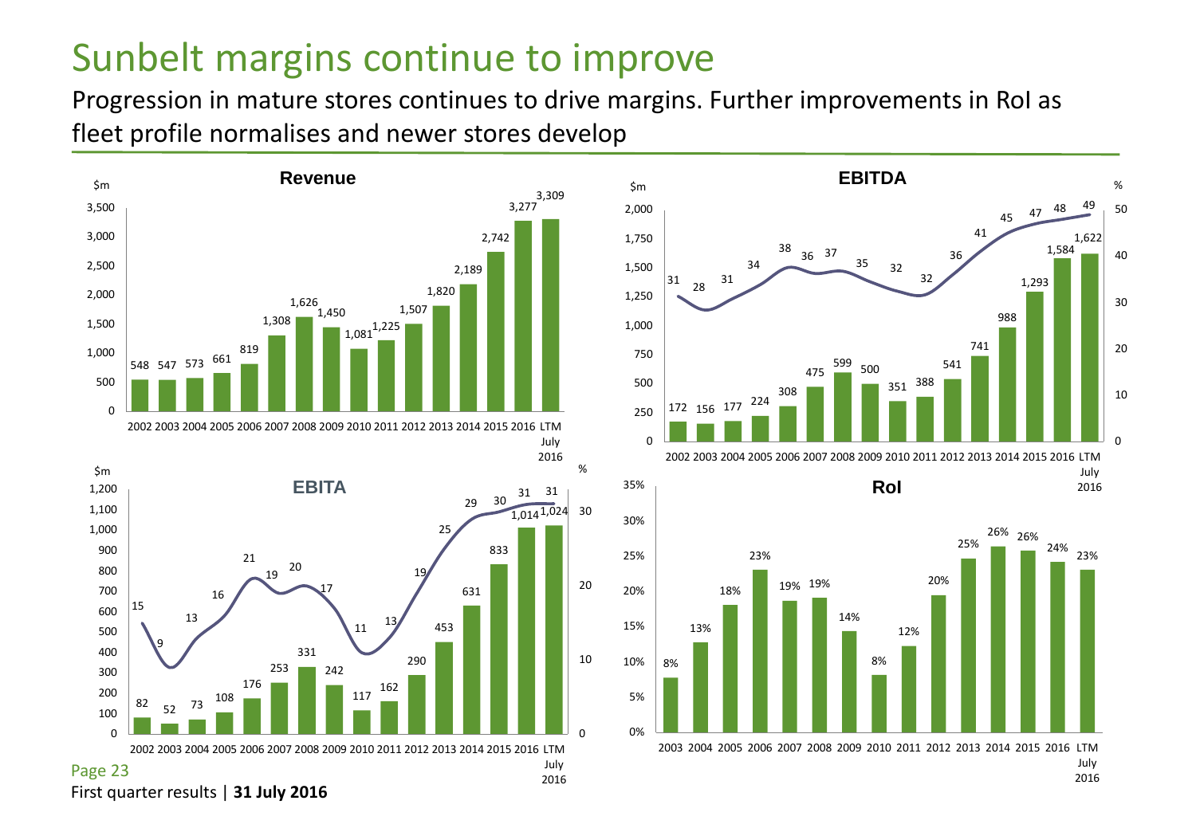# Sunbelt margins continue to improve

Progression in mature stores continues to drive margins. Further improvements in RoI as fleet profile normalises and newer stores develop

**Revenue** ($m)

| 2002 | 2003 | 2004 | 2005 | 2006 | 2007 | 2008 | 2009 | 2010 | 2011 | 2012 | 2013 | 2014 | 2015 | 2016 | LTM July 2016 |
|---|---|---|---|---|---|---|---|---|---|---|---|---|---|---|---|
| 548 | 547 | 573 | 661 | 819 | 1,308 | 1,626 | 1,450 | 1,081 | 1,225 | 1,507 | 1,820 | 2,189 | 2,742 | 3,277 | 3,309 |

**EBITDA** ($m, margin %)

| | 2002 | 2003 | 2004 | 2005 | 2006 | 2007 | 2008 | 2009 | 2010 | 2011 | 2012 | 2013 | 2014 | 2015 | 2016 | LTM July 2016 |
|---|---|---|---|---|---|---|---|---|---|---|---|---|---|---|---|---|
| $m | 172 | 156 | 177 | 224 | 308 | 475 | 599 | 500 | 351 | 388 | 541 | 741 | 988 | 1,293 | 1,584 | 1,622 |
| % | 31 | 28 | 31 | 34 | 38 | 36 | 37 | 35 | 32 | 32 | 36 | 41 | 45 | 47 | 48 | 49 |

**EBITA** ($m, margin %)

| | 2002 | 2003 | 2004 | 2005 | 2006 | 2007 | 2008 | 2009 | 2010 | 2011 | 2012 | 2013 | 2014 | 2015 | 2016 | LTM July 2016 |
|---|---|---|---|---|---|---|---|---|---|---|---|---|---|---|---|---|
| $m | 82 | 52 | 73 | 108 | 176 | 253 | 331 | 242 | 117 | 162 | 290 | 453 | 631 | 833 | 1,014 | 1,024 |
| % | 15 | 9 | 13 | 16 | 21 | 19 | 20 | 17 | 11 | 13 | 19 | 25 | 29 | 30 | 31 | 31 |

**RoI**

| 2003 | 2004 | 2005 | 2006 | 2007 | 2008 | 2009 | 2010 | 2011 | 2012 | 2013 | 2014 | 2015 | 2016 | LTM July 2016 |
|---|---|---|---|---|---|---|---|---|---|---|---|---|---|---|
| 8% | 13% | 18% | 23% | 19% | 19% | 14% | 8% | 12% | 20% | 25% | 26% | 26% | 24% | 23% |

First quarter results | **31 July 2016**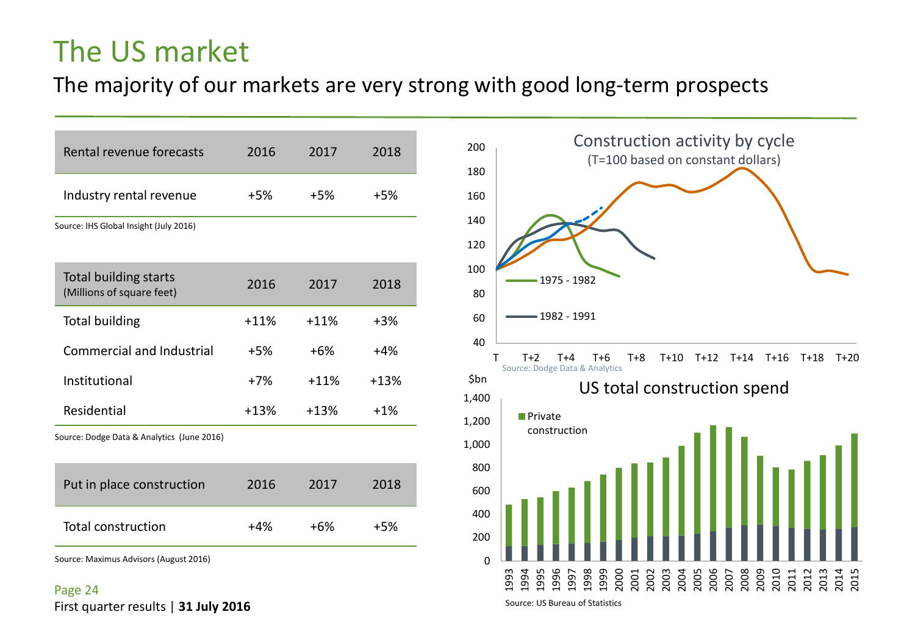# The US market

## The majority of our markets are very strong with good long-term prospects

| Rental revenue forecasts | 2016 | 2017 | 2018 |
|---|---|---|---|
| Industry rental revenue | +5% | +5% | +5% |

Source: IHS Global Insight (July 2016)

| Total building starts (Millions of square feet) | 2016 | 2017 | 2018 |
|---|---|---|---|
| Total building | +11% | +11% | +3% |
| Commercial and Industrial | +5% | +6% | +4% |
| Institutional | +7% | +11% | +13% |
| Residential | +13% | +13% | +1% |

Source: Dodge Data & Analytics (June 2016)

| Put in place construction | 2016 | 2017 | 2018 |
|---|---|---|---|
| Total construction | +4% | +6% | +5% |

Source: Maximus Advisors (August 2016)

Construction activity by cycle (T=100 based on constant dollars)

Legend: 1975 - 1982; 1982 - 1991

Source: Dodge Data & Analytics

US total construction spend ($bn)

Legend: Private construction

Source: US Bureau of Statistics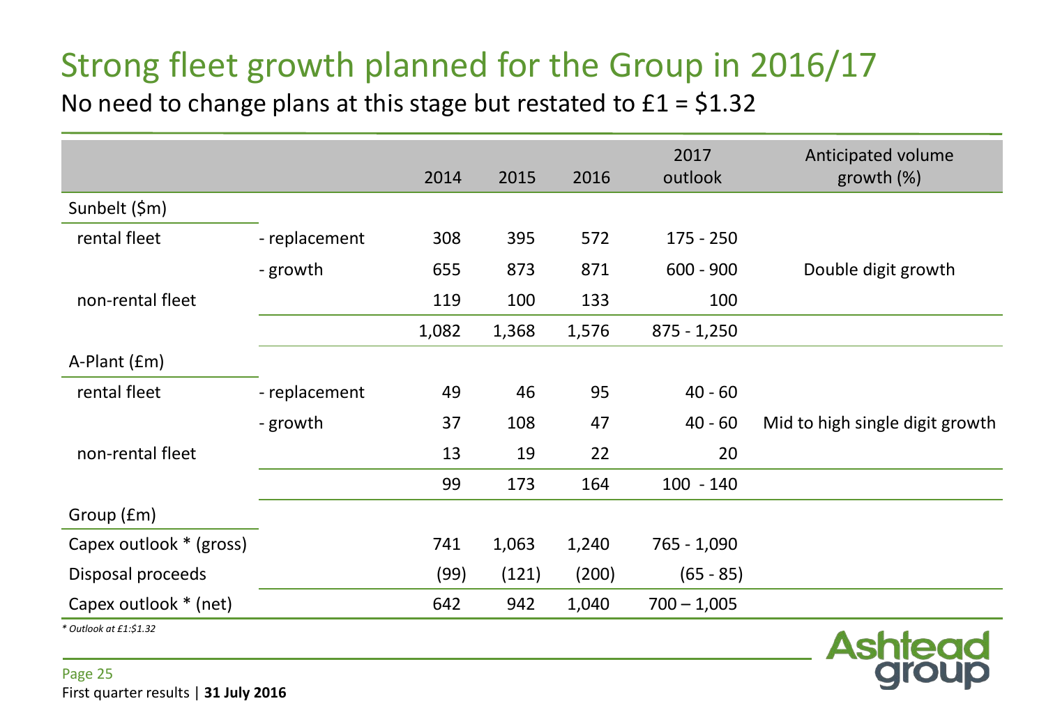# Strong fleet growth planned for the Group in 2016/17

No need to change plans at this stage but restated to £1 = $1.32

| | | 2014 | 2015 | 2016 | 2017 outlook | Anticipated volume growth (%) |
|---|---|---|---|---|---|---|
| Sunbelt ($m) | | | | | | |
| rental fleet | - replacement | 308 | 395 | 572 | 175 - 250 | |
| | - growth | 655 | 873 | 871 | 600 - 900 | Double digit growth |
| non-rental fleet | | 119 | 100 | 133 | 100 | |
| | | 1,082 | 1,368 | 1,576 | 875 - 1,250 | |
| A-Plant (£m) | | | | | | |
| rental fleet | - replacement | 49 | 46 | 95 | 40 - 60 | |
| | - growth | 37 | 108 | 47 | 40 - 60 | Mid to high single digit growth |
| non-rental fleet | | 13 | 19 | 22 | 20 | |
| | | 99 | 173 | 164 | 100 - 140 | |
| Group (£m) | | | | | | |
| Capex outlook * (gross) | | 741 | 1,063 | 1,240 | 765 - 1,090 | |
| Disposal proceeds | | (99) | (121) | (200) | (65 - 85) | |
| Capex outlook * (net) | | 642 | 942 | 1,040 | 700 – 1,005 | |

*\* Outlook at £1:$1.32*

First quarter results | **31 July 2016**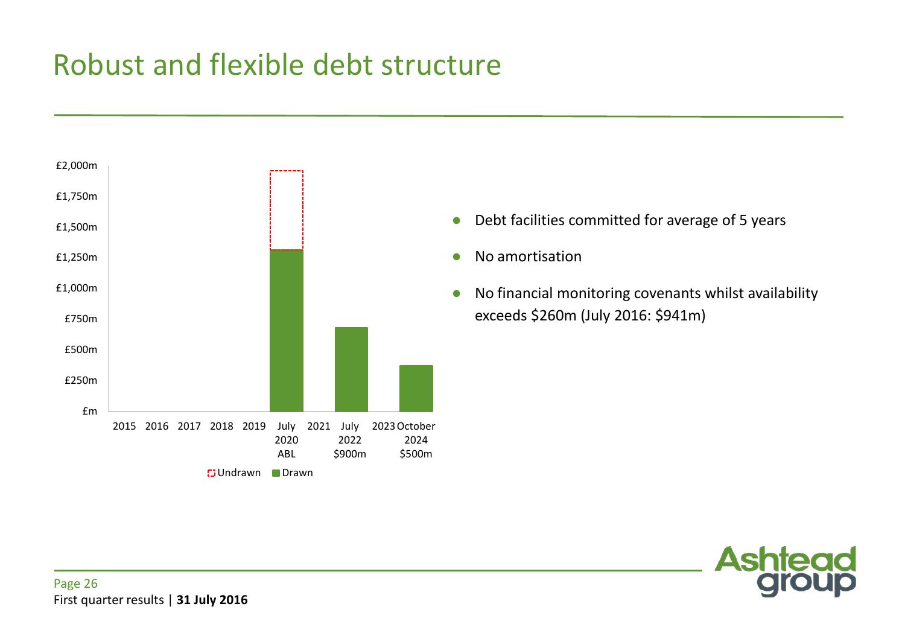# Robust and flexible debt structure

£2,000m
£1,750m
£1,500m
£1,250m
£1,000m
£750m
£500m
£250m
£m

2015 2016 2017 2018 2019 July 2020 ABL 2021 July 2022 $900m 2023 October 2024 $500m

Undrawn Drawn

- Debt facilities committed for average of 5 years
- No amortisation
- No financial monitoring covenants whilst availability exceeds $260m (July 2016: $941m)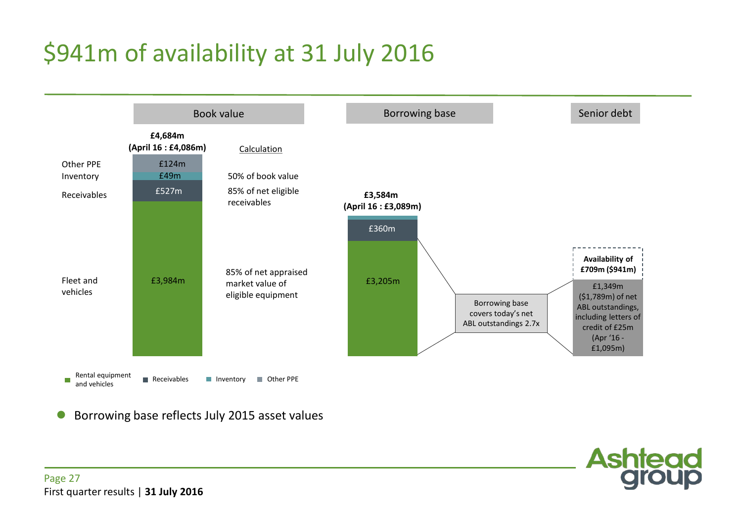# $941m of availability at 31 July 2016

| | Book value | Calculation | Borrowing base | Senior debt |
| --- | --- | --- | --- | --- |
| | **£4,684m (April 16 : £4,086m)** | | **£3,584m (April 16 : £3,089m)** | |
| Other PPE | £124m | | | |
| Inventory | £49m | 50% of book value | | |
| Receivables | £527m | 85% of net eligible receivables | £360m | |
| Fleet and vehicles | £3,984m | 85% of net appraised market value of eligible equipment | £3,205m | |

Borrowing base covers today's net ABL outstandings 2.7x

**Availability of £709m ($941m)**

£1,349m ($1,789m) of net ABL outstandings, including letters of credit of £25m (Apr '16 - £1,095m)

Legend: Rental equipment and vehicles; Receivables; Inventory; Other PPE

- Borrowing base reflects July 2015 asset values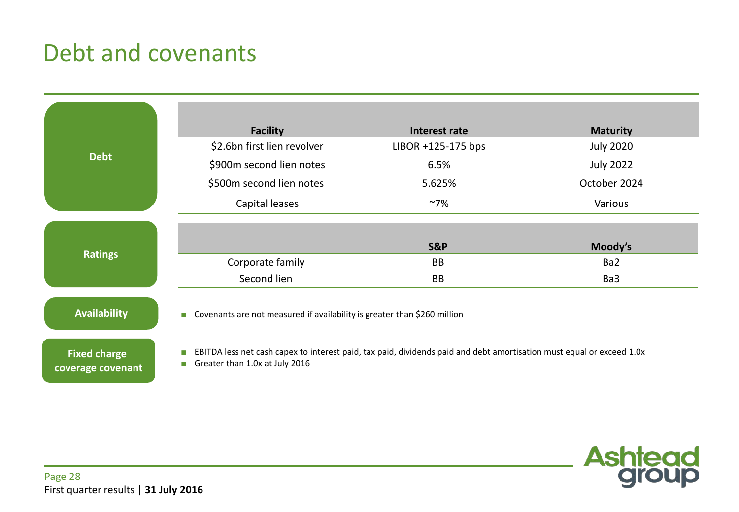# Debt and covenants

**Debt**

| Facility | Interest rate | Maturity |
|---|---|---|
| $2.6bn first lien revolver | LIBOR +125-175 bps | July 2020 |
| $900m second lien notes | 6.5% | July 2022 |
| $500m second lien notes | 5.625% | October 2024 |
| Capital leases | ~7% | Various |

**Ratings**

| | S&P | Moody's |
|---|---|---|
| Corporate family | BB | Ba2 |
| Second lien | BB | Ba3 |

**Availability**

- Covenants are not measured if availability is greater than $260 million

**Fixed charge coverage covenant**

- EBITDA less net cash capex to interest paid, tax paid, dividends paid and debt amortisation must equal or exceed 1.0x
- Greater than 1.0x at July 2016